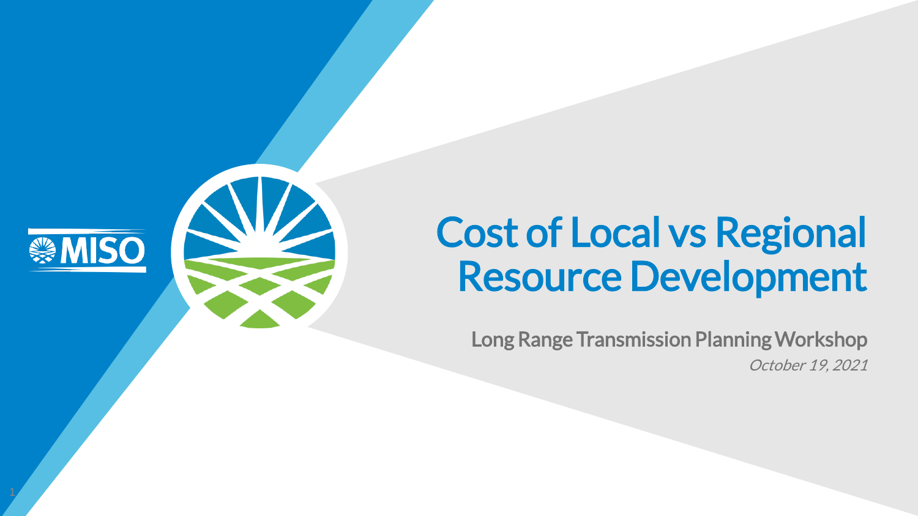# Cost of Local vs Regional Resource Development

## Long Range Transmission Planning Workshop

*October 19, 2021*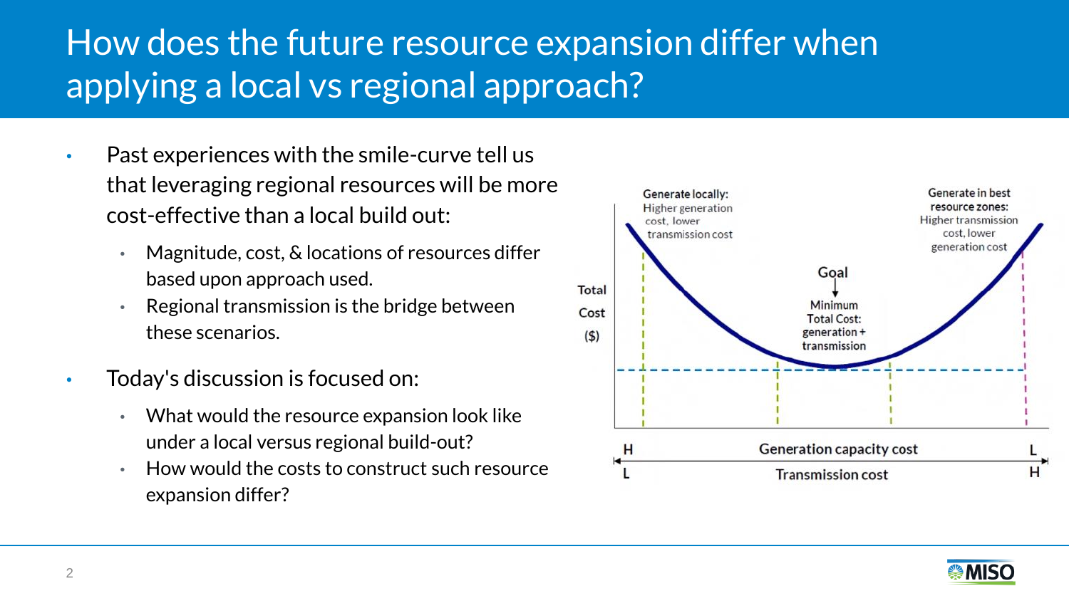# How does the future resource expansion differ when applying a local vs regional approach?

- Past experiences with the smile-curve tell us that leveraging regional resources will be more cost-effective than a local build out:
  - Magnitude, cost, & locations of resources differ based upon approach used.
  - Regional transmission is the bridge between these scenarios.
- Today's discussion is focused on:
  - What would the resource expansion look like under a local versus regional build-out?
  - How would the costs to construct such resource expansion differ?

Generate locally: Higher generation cost, lower transmission cost

Generate in best resource zones: Higher transmission cost, lower generation cost

Goal

Minimum Total Cost: generation + transmission

Total Cost ($)

H Generation capacity cost L

L Transmission cost H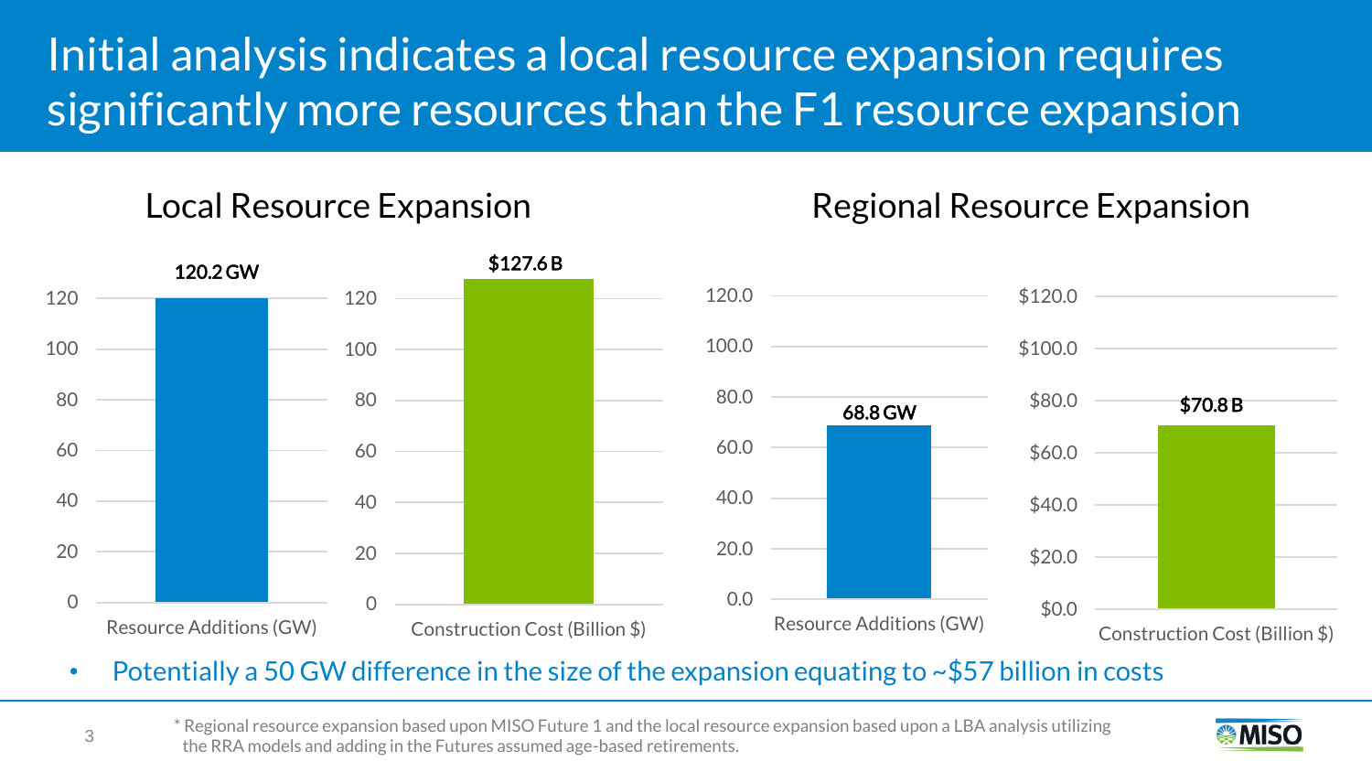# Initial analysis indicates a local resource expansion requires significantly more resources than the F1 resource expansion

## Local Resource Expansion

120.2 GW

120
100
80
60
40
20
0

Resource Additions (GW)

$127.6 B

120
100
80
60
40
20
0

Construction Cost (Billion $)

## Regional Resource Expansion

68.8 GW

120.0
100.0
80.0
60.0
40.0
20.0
0.0

Resource Additions (GW)

$70.8 B

$120.0
$100.0
$80.0
$60.0
$40.0
$20.0
$0.0

Construction Cost (Billion $)

- Potentially a 50 GW difference in the size of the expansion equating to ~$57 billion in costs

* Regional resource expansion based upon MISO Future 1 and the local resource expansion based upon a LBA analysis utilizing the RRA models and adding in the Futures assumed age-based retirements.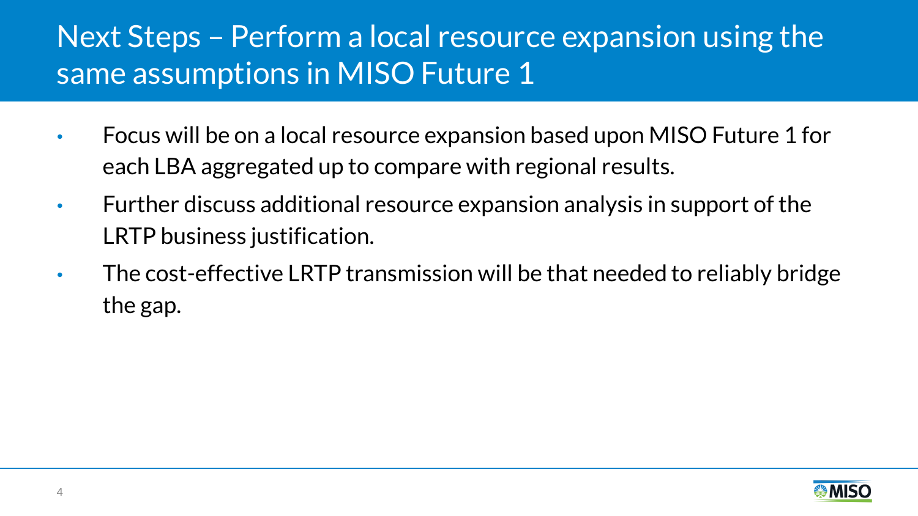# Next Steps – Perform a local resource expansion using the same assumptions in MISO Future 1

- Focus will be on a local resource expansion based upon MISO Future 1 for each LBA aggregated up to compare with regional results.
- Further discuss additional resource expansion analysis in support of the LRTP business justification.
- The cost-effective LRTP transmission will be that needed to reliably bridge the gap.